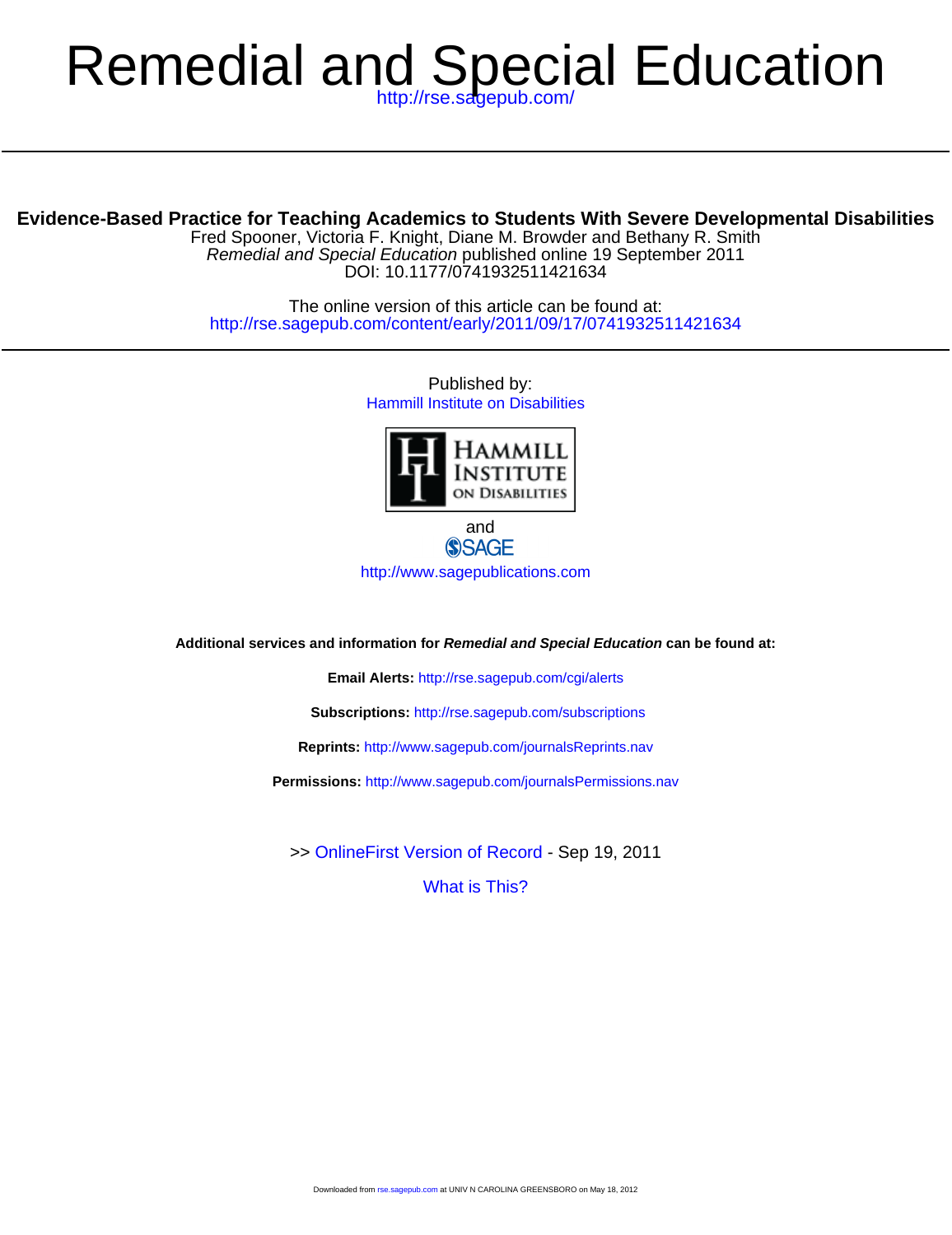# Remedial and Special Education

http://rse.sagepub.com/

## Evidence-Based Practice for Teaching Academics to Students With Severe Developmental Disabilities

Fred Spooner, Victoria F. Knight, Diane M. Browder and Bethany R. Smith

*Remedial and Special Education* published online 19 September 2011

DOI: 10.1177/0741932511421634

The online version of this article can be found at:
http://rse.sagepub.com/content/early/2011/09/17/0741932511421634

---

Published by:

Hammill Institute on Disabilities

and

SAGE

http://www.sagepublications.com

**Additional services and information for *Remedial and Special Education* can be found at:**

**Email Alerts:** http://rse.sagepub.com/cgi/alerts

**Subscriptions:** http://rse.sagepub.com/subscriptions

**Reprints:** http://www.sagepub.com/journalsReprints.nav

**Permissions:** http://www.sagepub.com/journalsPermissions.nav

>> OnlineFirst Version of Record - Sep 19, 2011

What is This?

Downloaded from rse.sagepub.com at UNIV N CAROLINA GREENSBORO on May 18, 2012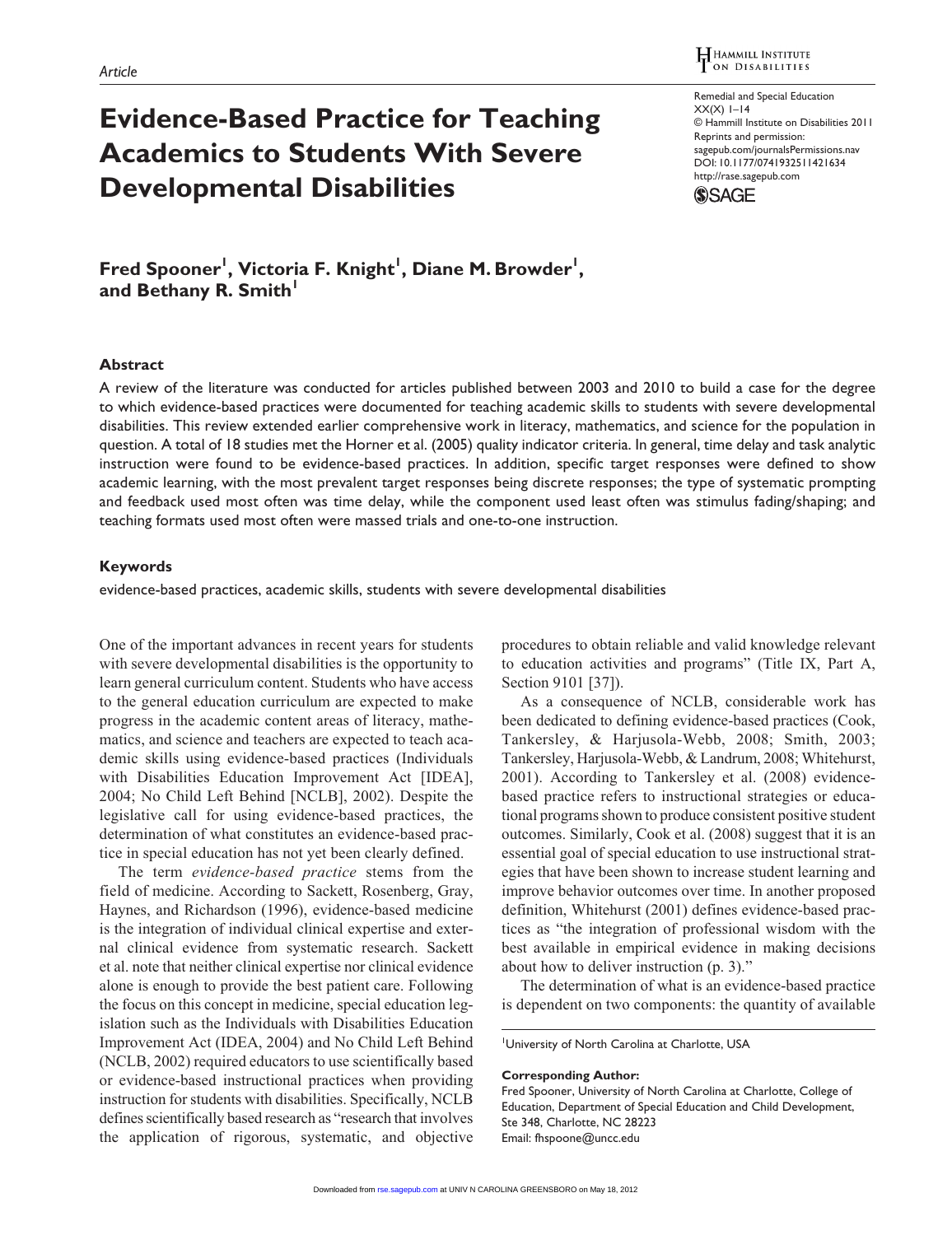*Article*

# Evidence-Based Practice for Teaching Academics to Students With Severe Developmental Disabilities

Remedial and Special Education
XX(X) 1–14
© Hammill Institute on Disabilities 2011
Reprints and permission: sagepub.com/journalsPermissions.nav
DOI: 10.1177/0741932511421634
http://rase.sagepub.com

**Fred Spooner[1], Victoria F. Knight[1], Diane M. Browder[1], and Bethany R. Smith[1]**

## Abstract

A review of the literature was conducted for articles published between 2003 and 2010 to build a case for the degree to which evidence-based practices were documented for teaching academic skills to students with severe developmental disabilities. This review extended earlier comprehensive work in literacy, mathematics, and science for the population in question. A total of 18 studies met the Horner et al. (2005) quality indicator criteria. In general, time delay and task analytic instruction were found to be evidence-based practices. In addition, specific target responses were defined to show academic learning, with the most prevalent target responses being discrete responses; the type of systematic prompting and feedback used most often was time delay, while the component used least often was stimulus fading/shaping; and teaching formats used most often were massed trials and one-to-one instruction.

## Keywords

evidence-based practices, academic skills, students with severe developmental disabilities

One of the important advances in recent years for students with severe developmental disabilities is the opportunity to learn general curriculum content. Students who have access to the general education curriculum are expected to make progress in the academic content areas of literacy, mathematics, and science and teachers are expected to teach academic skills using evidence-based practices (Individuals with Disabilities Education Improvement Act [IDEA], 2004; No Child Left Behind [NCLB], 2002). Despite the legislative call for using evidence-based practices, the determination of what constitutes an evidence-based practice in special education has not yet been clearly defined.

The term *evidence-based practice* stems from the field of medicine. According to Sackett, Rosenberg, Gray, Haynes, and Richardson (1996), evidence-based medicine is the integration of individual clinical expertise and external clinical evidence from systematic research. Sackett et al. note that neither clinical expertise nor clinical evidence alone is enough to provide the best patient care. Following the focus on this concept in medicine, special education legislation such as the Individuals with Disabilities Education Improvement Act (IDEA, 2004) and No Child Left Behind (NCLB, 2002) required educators to use scientifically based or evidence-based instructional practices when providing instruction for students with disabilities. Specifically, NCLB defines scientifically based research as "research that involves the application of rigorous, systematic, and objective procedures to obtain reliable and valid knowledge relevant to education activities and programs" (Title IX, Part A, Section 9101 [37]).

As a consequence of NCLB, considerable work has been dedicated to defining evidence-based practices (Cook, Tankersley, & Harjusola-Webb, 2008; Smith, 2003; Tankersley, Harjusola-Webb, & Landrum, 2008; Whitehurst, 2001). According to Tankersley et al. (2008) evidence-based practice refers to instructional strategies or educational programs shown to produce consistent positive student outcomes. Similarly, Cook et al. (2008) suggest that it is an essential goal of special education to use instructional strategies that have been shown to increase student learning and improve behavior outcomes over time. In another proposed definition, Whitehurst (2001) defines evidence-based practices as "the integration of professional wisdom with the best available in empirical evidence in making decisions about how to deliver instruction (p. 3)."

The determination of what is an evidence-based practice is dependent on two components: the quantity of available

[1]University of North Carolina at Charlotte, USA

**Corresponding Author:**
Fred Spooner, University of North Carolina at Charlotte, College of Education, Department of Special Education and Child Development, Ste 348, Charlotte, NC 28223
Email: fhspoone@uncc.edu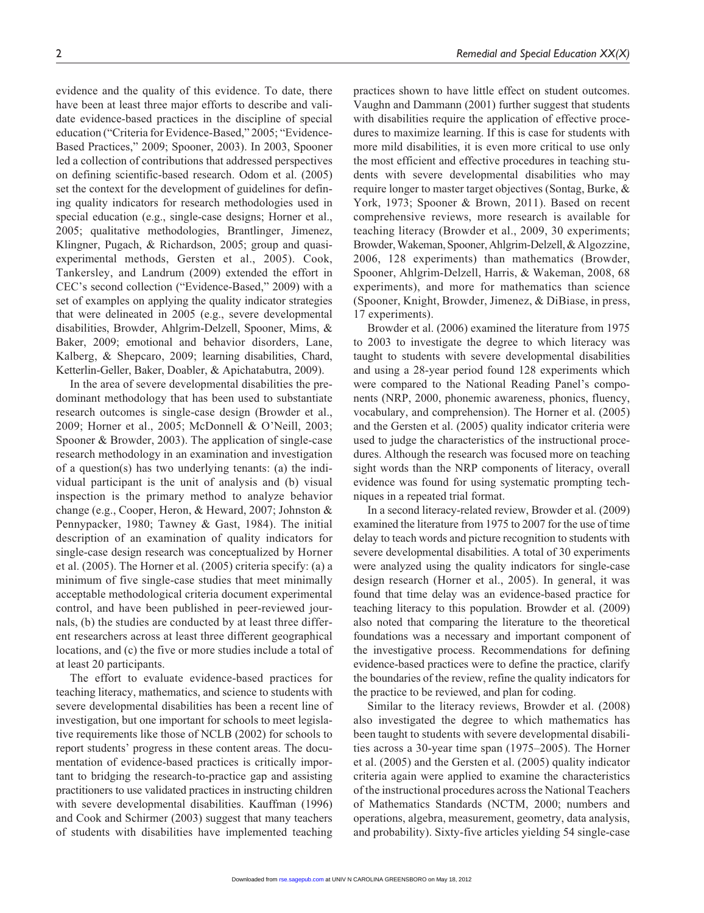evidence and the quality of this evidence. To date, there have been at least three major efforts to describe and validate evidence-based practices in the discipline of special education ("Criteria for Evidence-Based," 2005; "Evidence-Based Practices," 2009; Spooner, 2003). In 2003, Spooner led a collection of contributions that addressed perspectives on defining scientific-based research. Odom et al. (2005) set the context for the development of guidelines for defining quality indicators for research methodologies used in special education (e.g., single-case designs; Horner et al., 2005; qualitative methodologies, Brantlinger, Jimenez, Klingner, Pugach, & Richardson, 2005; group and quasi-experimental methods, Gersten et al., 2005). Cook, Tankersley, and Landrum (2009) extended the effort in CEC's second collection ("Evidence-Based," 2009) with a set of examples on applying the quality indicator strategies that were delineated in 2005 (e.g., severe developmental disabilities, Browder, Ahlgrim-Delzell, Spooner, Mims, & Baker, 2009; emotional and behavior disorders, Lane, Kalberg, & Shepcaro, 2009; learning disabilities, Chard, Ketterlin-Geller, Baker, Doabler, & Apichatabutra, 2009).

In the area of severe developmental disabilities the predominant methodology that has been used to substantiate research outcomes is single-case design (Browder et al., 2009; Horner et al., 2005; McDonnell & O'Neill, 2003; Spooner & Browder, 2003). The application of single-case research methodology in an examination and investigation of a question(s) has two underlying tenants: (a) the individual participant is the unit of analysis and (b) visual inspection is the primary method to analyze behavior change (e.g., Cooper, Heron, & Heward, 2007; Johnston & Pennypacker, 1980; Tawney & Gast, 1984). The initial description of an examination of quality indicators for single-case design research was conceptualized by Horner et al. (2005). The Horner et al. (2005) criteria specify: (a) a minimum of five single-case studies that meet minimally acceptable methodological criteria document experimental control, and have been published in peer-reviewed journals, (b) the studies are conducted by at least three different researchers across at least three different geographical locations, and (c) the five or more studies include a total of at least 20 participants.

The effort to evaluate evidence-based practices for teaching literacy, mathematics, and science to students with severe developmental disabilities has been a recent line of investigation, but one important for schools to meet legislative requirements like those of NCLB (2002) for schools to report students' progress in these content areas. The documentation of evidence-based practices is critically important to bridging the research-to-practice gap and assisting practitioners to use validated practices in instructing children with severe developmental disabilities. Kauffman (1996) and Cook and Schirmer (2003) suggest that many teachers of students with disabilities have implemented teaching practices shown to have little effect on student outcomes. Vaughn and Dammann (2001) further suggest that students with disabilities require the application of effective procedures to maximize learning. If this is case for students with more mild disabilities, it is even more critical to use only the most efficient and effective procedures in teaching students with severe developmental disabilities who may require longer to master target objectives (Sontag, Burke, & York, 1973; Spooner & Brown, 2011). Based on recent comprehensive reviews, more research is available for teaching literacy (Browder et al., 2009, 30 experiments; Browder, Wakeman, Spooner, Ahlgrim-Delzell, & Algozzine, 2006, 128 experiments) than mathematics (Browder, Spooner, Ahlgrim-Delzell, Harris, & Wakeman, 2008, 68 experiments), and more for mathematics than science (Spooner, Knight, Browder, Jimenez, & DiBiase, in press, 17 experiments).

Browder et al. (2006) examined the literature from 1975 to 2003 to investigate the degree to which literacy was taught to students with severe developmental disabilities and using a 28-year period found 128 experiments which were compared to the National Reading Panel's components (NRP, 2000, phonemic awareness, phonics, fluency, vocabulary, and comprehension). The Horner et al. (2005) and the Gersten et al. (2005) quality indicator criteria were used to judge the characteristics of the instructional procedures. Although the research was focused more on teaching sight words than the NRP components of literacy, overall evidence was found for using systematic prompting techniques in a repeated trial format.

In a second literacy-related review, Browder et al. (2009) examined the literature from 1975 to 2007 for the use of time delay to teach words and picture recognition to students with severe developmental disabilities. A total of 30 experiments were analyzed using the quality indicators for single-case design research (Horner et al., 2005). In general, it was found that time delay was an evidence-based practice for teaching literacy to this population. Browder et al. (2009) also noted that comparing the literature to the theoretical foundations was a necessary and important component of the investigative process. Recommendations for defining evidence-based practices were to define the practice, clarify the boundaries of the review, refine the quality indicators for the practice to be reviewed, and plan for coding.

Similar to the literacy reviews, Browder et al. (2008) also investigated the degree to which mathematics has been taught to students with severe developmental disabilities across a 30-year time span (1975–2005). The Horner et al. (2005) and the Gersten et al. (2005) quality indicator criteria again were applied to examine the characteristics of the instructional procedures across the National Teachers of Mathematics Standards (NCTM, 2000; numbers and operations, algebra, measurement, geometry, data analysis, and probability). Sixty-five articles yielding 54 single-case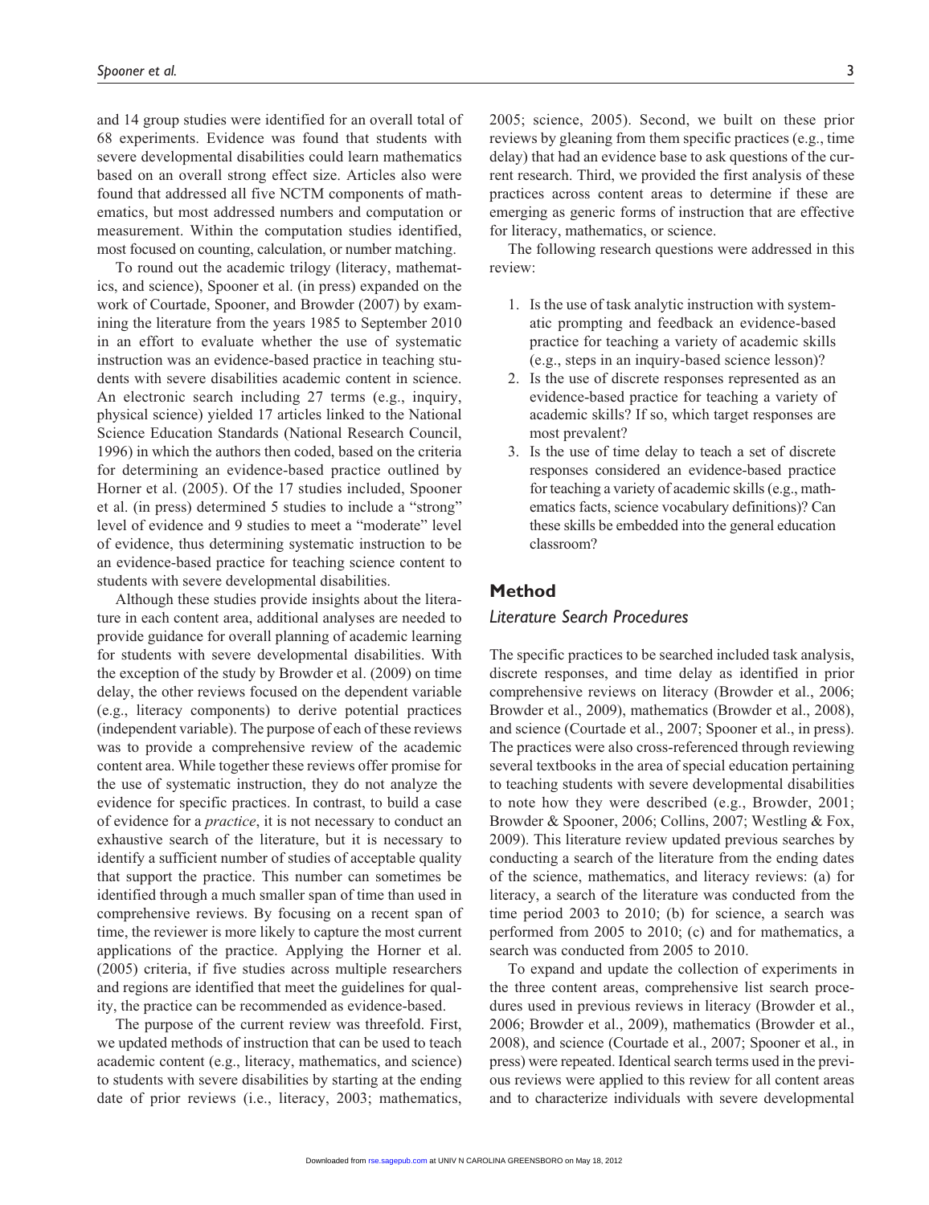and 14 group studies were identified for an overall total of 68 experiments. Evidence was found that students with severe developmental disabilities could learn mathematics based on an overall strong effect size. Articles also were found that addressed all five NCTM components of mathematics, but most addressed numbers and computation or measurement. Within the computation studies identified, most focused on counting, calculation, or number matching.

To round out the academic trilogy (literacy, mathematics, and science), Spooner et al. (in press) expanded on the work of Courtade, Spooner, and Browder (2007) by examining the literature from the years 1985 to September 2010 in an effort to evaluate whether the use of systematic instruction was an evidence-based practice in teaching students with severe disabilities academic content in science. An electronic search including 27 terms (e.g., inquiry, physical science) yielded 17 articles linked to the National Science Education Standards (National Research Council, 1996) in which the authors then coded, based on the criteria for determining an evidence-based practice outlined by Horner et al. (2005). Of the 17 studies included, Spooner et al. (in press) determined 5 studies to include a "strong" level of evidence and 9 studies to meet a "moderate" level of evidence, thus determining systematic instruction to be an evidence-based practice for teaching science content to students with severe developmental disabilities.

Although these studies provide insights about the literature in each content area, additional analyses are needed to provide guidance for overall planning of academic learning for students with severe developmental disabilities. With the exception of the study by Browder et al. (2009) on time delay, the other reviews focused on the dependent variable (e.g., literacy components) to derive potential practices (independent variable). The purpose of each of these reviews was to provide a comprehensive review of the academic content area. While together these reviews offer promise for the use of systematic instruction, they do not analyze the evidence for specific practices. In contrast, to build a case of evidence for a *practice*, it is not necessary to conduct an exhaustive search of the literature, but it is necessary to identify a sufficient number of studies of acceptable quality that support the practice. This number can sometimes be identified through a much smaller span of time than used in comprehensive reviews. By focusing on a recent span of time, the reviewer is more likely to capture the most current applications of the practice. Applying the Horner et al. (2005) criteria, if five studies across multiple researchers and regions are identified that meet the guidelines for quality, the practice can be recommended as evidence-based.

The purpose of the current review was threefold. First, we updated methods of instruction that can be used to teach academic content (e.g., literacy, mathematics, and science) to students with severe disabilities by starting at the ending date of prior reviews (i.e., literacy, 2003; mathematics, 2005; science, 2005). Second, we built on these prior reviews by gleaning from them specific practices (e.g., time delay) that had an evidence base to ask questions of the current research. Third, we provided the first analysis of these practices across content areas to determine if these are emerging as generic forms of instruction that are effective for literacy, mathematics, or science.

The following research questions were addressed in this review:

1. Is the use of task analytic instruction with systematic prompting and feedback an evidence-based practice for teaching a variety of academic skills (e.g., steps in an inquiry-based science lesson)?
2. Is the use of discrete responses represented as an evidence-based practice for teaching a variety of academic skills? If so, which target responses are most prevalent?
3. Is the use of time delay to teach a set of discrete responses considered an evidence-based practice for teaching a variety of academic skills (e.g., mathematics facts, science vocabulary definitions)? Can these skills be embedded into the general education classroom?

## Method

### Literature Search Procedures

The specific practices to be searched included task analysis, discrete responses, and time delay as identified in prior comprehensive reviews on literacy (Browder et al., 2006; Browder et al., 2009), mathematics (Browder et al., 2008), and science (Courtade et al., 2007; Spooner et al., in press). The practices were also cross-referenced through reviewing several textbooks in the area of special education pertaining to teaching students with severe developmental disabilities to note how they were described (e.g., Browder, 2001; Browder & Spooner, 2006; Collins, 2007; Westling & Fox, 2009). This literature review updated previous searches by conducting a search of the literature from the ending dates of the science, mathematics, and literacy reviews: (a) for literacy, a search of the literature was conducted from the time period 2003 to 2010; (b) for science, a search was performed from 2005 to 2010; (c) and for mathematics, a search was conducted from 2005 to 2010.

To expand and update the collection of experiments in the three content areas, comprehensive list search procedures used in previous reviews in literacy (Browder et al., 2006; Browder et al., 2009), mathematics (Browder et al., 2008), and science (Courtade et al., 2007; Spooner et al., in press) were repeated. Identical search terms used in the previous reviews were applied to this review for all content areas and to characterize individuals with severe developmental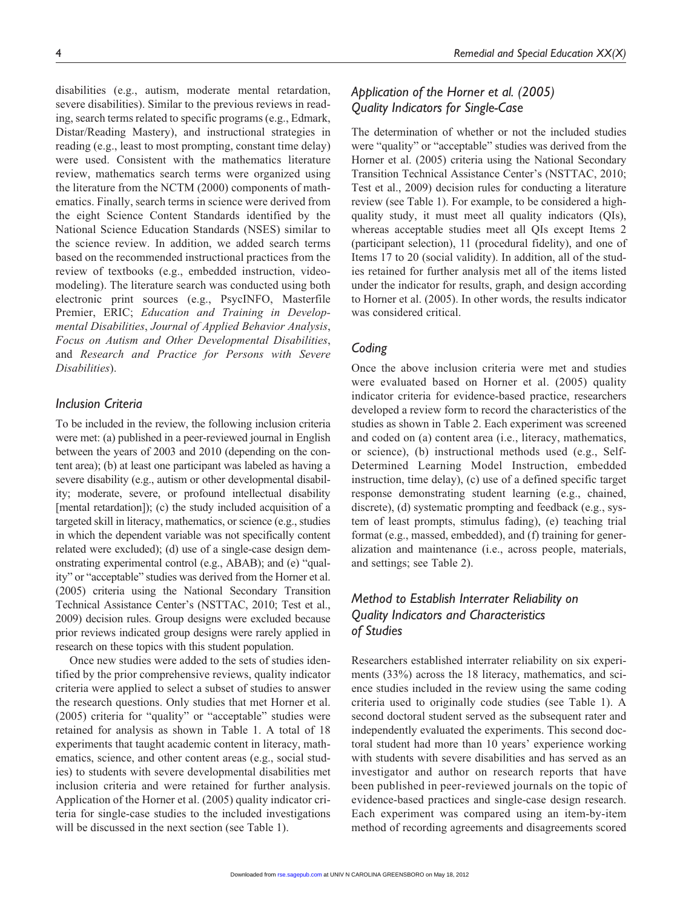disabilities (e.g., autism, moderate mental retardation, severe disabilities). Similar to the previous reviews in reading, search terms related to specific programs (e.g., Edmark, Distar/Reading Mastery), and instructional strategies in reading (e.g., least to most prompting, constant time delay) were used. Consistent with the mathematics literature review, mathematics search terms were organized using the literature from the NCTM (2000) components of mathematics. Finally, search terms in science were derived from the eight Science Content Standards identified by the National Science Education Standards (NSES) similar to the science review. In addition, we added search terms based on the recommended instructional practices from the review of textbooks (e.g., embedded instruction, video-modeling). The literature search was conducted using both electronic print sources (e.g., PsycINFO, Masterfile Premier, ERIC; *Education and Training in Developmental Disabilities*, *Journal of Applied Behavior Analysis*, *Focus on Autism and Other Developmental Disabilities*, and *Research and Practice for Persons with Severe Disabilities*).

### Inclusion Criteria

To be included in the review, the following inclusion criteria were met: (a) published in a peer-reviewed journal in English between the years of 2003 and 2010 (depending on the content area); (b) at least one participant was labeled as having a severe disability (e.g., autism or other developmental disability; moderate, severe, or profound intellectual disability [mental retardation]); (c) the study included acquisition of a targeted skill in literacy, mathematics, or science (e.g., studies in which the dependent variable was not specifically content related were excluded); (d) use of a single-case design demonstrating experimental control (e.g., ABAB); and (e) "quality" or "acceptable" studies was derived from the Horner et al. (2005) criteria using the National Secondary Transition Technical Assistance Center's (NSTTAC, 2010; Test et al., 2009) decision rules. Group designs were excluded because prior reviews indicated group designs were rarely applied in research on these topics with this student population.

Once new studies were added to the sets of studies identified by the prior comprehensive reviews, quality indicator criteria were applied to select a subset of studies to answer the research questions. Only studies that met Horner et al. (2005) criteria for "quality" or "acceptable" studies were retained for analysis as shown in Table 1. A total of 18 experiments that taught academic content in literacy, mathematics, science, and other content areas (e.g., social studies) to students with severe developmental disabilities met inclusion criteria and were retained for further analysis. Application of the Horner et al. (2005) quality indicator criteria for single-case studies to the included investigations will be discussed in the next section (see Table 1).

### Application of the Horner et al. (2005) Quality Indicators for Single-Case

The determination of whether or not the included studies were "quality" or "acceptable" studies was derived from the Horner et al. (2005) criteria using the National Secondary Transition Technical Assistance Center's (NSTTAC, 2010; Test et al., 2009) decision rules for conducting a literature review (see Table 1). For example, to be considered a high-quality study, it must meet all quality indicators (QIs), whereas acceptable studies meet all QIs except Items 2 (participant selection), 11 (procedural fidelity), and one of Items 17 to 20 (social validity). In addition, all of the studies retained for further analysis met all of the items listed under the indicator for results, graph, and design according to Horner et al. (2005). In other words, the results indicator was considered critical.

### Coding

Once the above inclusion criteria were met and studies were evaluated based on Horner et al. (2005) quality indicator criteria for evidence-based practice, researchers developed a review form to record the characteristics of the studies as shown in Table 2. Each experiment was screened and coded on (a) content area (i.e., literacy, mathematics, or science), (b) instructional methods used (e.g., Self-Determined Learning Model Instruction, embedded instruction, time delay), (c) use of a defined specific target response demonstrating student learning (e.g., chained, discrete), (d) systematic prompting and feedback (e.g., system of least prompts, stimulus fading), (e) teaching trial format (e.g., massed, embedded), and (f) training for generalization and maintenance (i.e., across people, materials, and settings; see Table 2).

### Method to Establish Interrater Reliability on Quality Indicators and Characteristics of Studies

Researchers established interrater reliability on six experiments (33%) across the 18 literacy, mathematics, and science studies included in the review using the same coding criteria used to originally code studies (see Table 1). A second doctoral student served as the subsequent rater and independently evaluated the experiments. This second doctoral student had more than 10 years' experience working with students with severe disabilities and has served as an investigator and author on research reports that have been published in peer-reviewed journals on the topic of evidence-based practices and single-case design research. Each experiment was compared using an item-by-item method of recording agreements and disagreements scored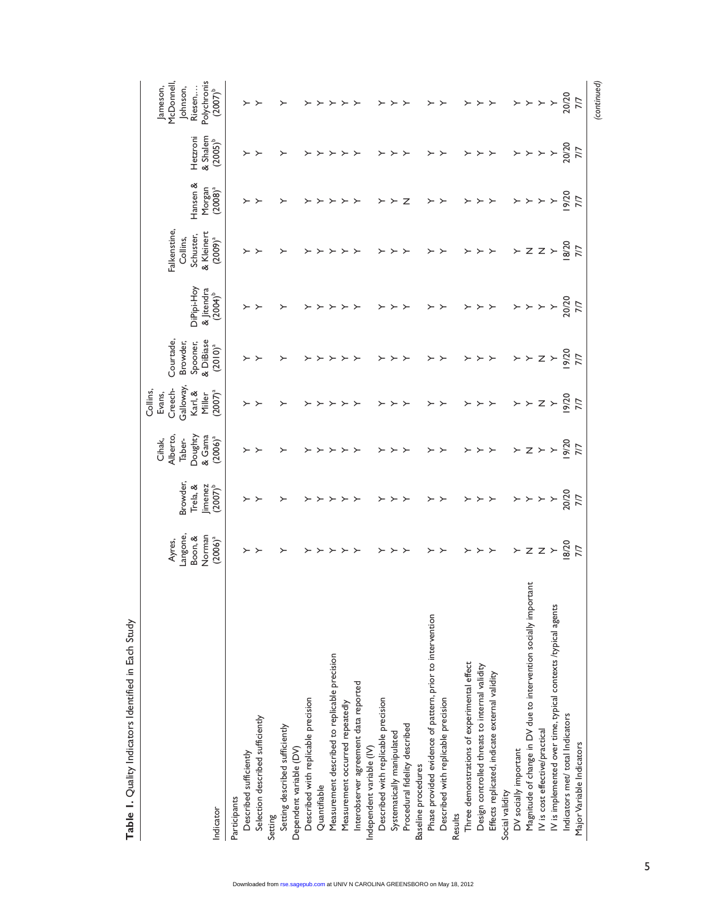**Table 1.** Quality Indicators Identified in Each Study

| Indicator | Ayres, Langone, Boon, & Norman (2006)[a] | Browder, Trela, & Jimenez (2007)[b] | Cihak, Alberto, Taber-Doughty & Gama (2006)[a] | Collins, Evans, Creech-Galloway, Karl, & Miller (2007)[a] | Courtade, Browder, Spooner, & DiBiase (2010)[a] | DiPipi-Hoy & Jitendra (2004)[b] | Falkenstine, Collins, Schuster, & Kleinert (2009)[a] | Hansen & Morgan (2008)[a] | Hetzroni & Shalem (2005)[b] | Jameson, McDonnell, Johnson, Riesen… Polychronis (2007)[b] |
|---|---|---|---|---|---|---|---|---|---|---|
| Participants | | | | | | | | | | |
| Described sufficiently | Y | Y | Y | Y | Y | Y | Y | Y | Y | Y |
| Selection described sufficiently | Y | Y | Y | Y | Y | Y | Y | Y | Y | Y |
| Setting | | | | | | | | | | |
| Setting described sufficiently | Y | Y | Y | Y | Y | Y | Y | Y | Y | Y |
| Dependent variable (DV) | | | | | | | | | | |
| Described with replicable precision | Y | Y | Y | Y | Y | Y | Y | Y | Y | Y |
| Quantifiable | Y | Y | Y | Y | Y | Y | Y | Y | Y | Y |
| Measurement described to replicable precision | Y | Y | Y | Y | Y | Y | Y | Y | Y | Y |
| Measurement occurred repeatedly | Y | Y | Y | Y | Y | Y | Y | Y | Y | Y |
| Interobserver agreement data reported | Y | Y | Y | Y | Y | Y | Y | Y | Y | Y |
| Independent variable (IV) | | | | | | | | | | |
| Described with replicable precision | Y | Y | Y | Y | Y | Y | Y | Y | Y | Y |
| Systematically manipulated | Y | Y | Y | Y | Y | Y | Y | Y | Y | Y |
| Procedural fidelity described | Y | Y | Y | Y | Y | Y | Y | N | Y | Y |
| Baseline procedures | | | | | | | | | | |
| Phase provided evidence of pattern, prior to intervention | Y | Y | Y | Y | Y | Y | Y | Y | Y | Y |
| Described with replicable precision | Y | Y | Y | Y | Y | Y | Y | Y | Y | Y |
| Results | | | | | | | | | | |
| Three demonstrations of experimental effect | Y | Y | Y | Y | Y | Y | Y | Y | Y | Y |
| Design controlled threats to internal validity | Y | Y | Y | Y | Y | Y | Y | Y | Y | Y |
| Effects replicated, indicate external validity | Y | Y | Y | Y | Y | Y | Y | Y | Y | Y |
| Social validity | | | | | | | | | | |
| DV socially important | Y | Y | Y | Y | Y | Y | Y | Y | Y | Y |
| Magnitude of change in DV due to intervention socially important | N | Y | N | Y | Y | Y | N | Y | Y | Y |
| IV is cost effective/practical | N | Y | Y | N | N | Y | N | Y | Y | Y |
| IV is implemented over time, typical contexts /typical agents | Y | Y | Y | Y | Y | Y | Y | Y | Y | Y |
| Indicators met/ total Indicators | 18/20 | 20/20 | 19/20 | 19/20 | 19/20 | 20/20 | 18/20 | 19/20 | 20/20 | 20/20 |
| Major Variable Indicators | 7/7 | 7/7 | 7/7 | 7/7 | 7/7 | 7/7 | 7/7 | 7/7 | 7/7 | 7/7 |

(continued)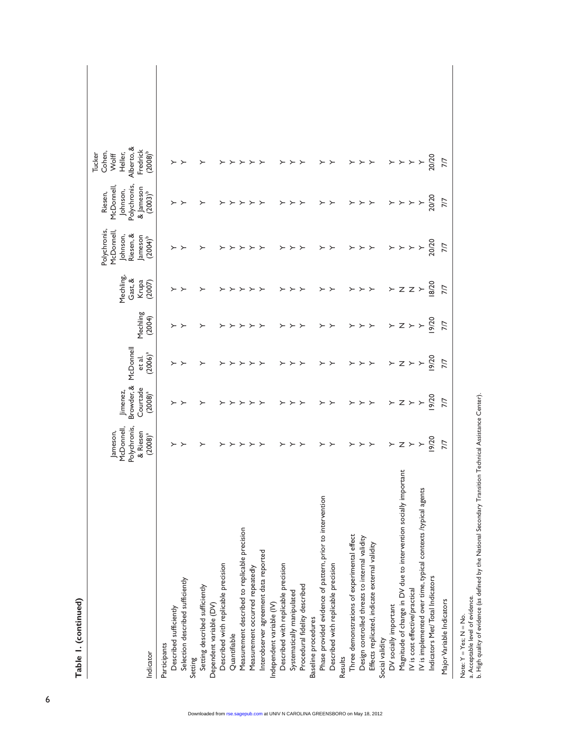**Table 1. (continued)**

| Indicator | Jameson, McDonnell, Polychronis, & Riesen (2008)[a] | Jimenez, Browder, & Courtade (2008)[a] | McDonnell et al. (2006)[a] | Mechling (2004) | Mechling, Gast, & Krupa (2007) | Polychronis, McDonnell, Johnson, Riesen, & Jameson (2004)[b] | Riesen, McDonnell, Johnson, Polychronis, & Jameson (2003)[b] | Tucker Cohen, Wolff Heller, Alberto, & Fredrick (2008)[b] |
|---|---|---|---|---|---|---|---|---|
| Participants | | | | | | | | |
| Described sufficiently | Y | Y | Y | Y | Y | Y | Y | Y |
| Selection described sufficiently | Y | Y | Y | Y | Y | Y | Y | Y |
| Setting | | | | | | | | |
| Setting described sufficiently | Y | Y | Y | Y | Y | Y | Y | Y |
| Dependent variable (DV) | | | | | | | | |
| Described with replicable precision | Y | Y | Y | Y | Y | Y | Y | Y |
| Quantifiable | Y | Y | Y | Y | Y | Y | Y | Y |
| Measurement described to replicable precision | Y | Y | Y | Y | Y | Y | Y | Y |
| Measurement occurred repeatedly | Y | Y | Y | Y | Y | Y | Y | Y |
| Interobserver agreement data reported | Y | Y | Y | Y | Y | Y | Y | Y |
| Independent variable (IV) | | | | | | | | |
| Described with replicable precision | Y | Y | Y | Y | Y | Y | Y | Y |
| Systematically manipulated | Y | Y | Y | Y | Y | Y | Y | Y |
| Procedural fidelity described | Y | Y | Y | Y | Y | Y | Y | Y |
| Baseline procedures | | | | | | | | |
| Phase provided evidence of pattern, prior to intervention | Y | Y | Y | Y | Y | Y | Y | Y |
| Described with replicable precision | Y | Y | Y | Y | Y | Y | Y | Y |
| Results | | | | | | | | |
| Three demonstrations of experimental effect | Y | Y | Y | Y | Y | Y | Y | Y |
| Design controlled threats to internal validity | Y | Y | Y | Y | Y | Y | Y | Y |
| Effects replicated, indicate external validity | Y | Y | Y | Y | Y | Y | Y | Y |
| Social validity | | | | | | | | |
| DV socially important | Y | Y | Y | Y | Y | Y | Y | Y |
| Magnitude of change in DV due to intervention socially important | N | N | N | N | N | Y | Y | Y |
| IV is cost effective/practical | Y | Y | Y | Y | N | Y | Y | Y |
| IV is implemented over time, typical contexts /typical agents | Y | Y | Y | Y | Y | Y | Y | Y |
| Indicators Met/ Total Indicators | 19/20 | 19/20 | 19/20 | 19/20 | 18/20 | 20/20 | 20/20 | 20/20 |
| Major Variable Indicators | 7/7 | 7/7 | 7/7 | 7/7 | 7/7 | 7/7 | 7/7 | 7/7 |

Note: Y = Yes; N = No.
a. Acceptable level of evidence.
b. High quality of evidence (as defined by the National Secondary Transition Technical Assistance Center).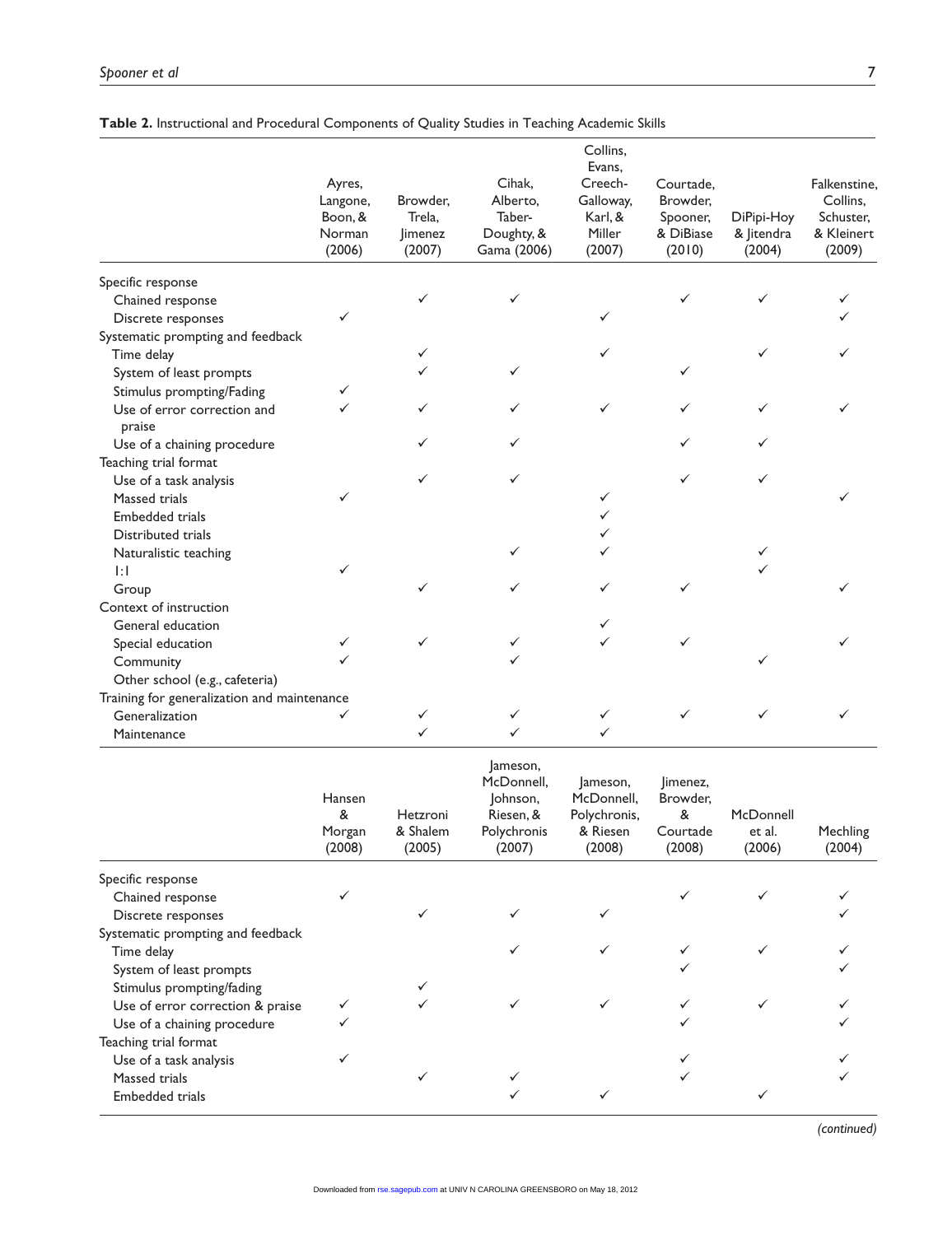**Table 2.** Instructional and Procedural Components of Quality Studies in Teaching Academic Skills

| | Ayres, Langone, Boon, & Norman (2006) | Browder, Trela, Jimenez (2007) | Cihak, Alberto, Taber-Doughty, & Gama (2006) | Collins, Evans, Creech-Galloway, Karl, & Miller (2007) | Courtade, Browder, Spooner, & DiBiase (2010) | DiPipi-Hoy & Jitendra (2004) | Falkenstine, Collins, Schuster, & Kleinert (2009) |
|---|---|---|---|---|---|---|---|
| Specific response | | | | | | | |
| Chained response | | ✓ | ✓ | | ✓ | ✓ | ✓ |
| Discrete responses | ✓ | | | ✓ | | | ✓ |
| Systematic prompting and feedback | | | | | | | |
| Time delay | | ✓ | | ✓ | | ✓ | ✓ |
| System of least prompts | | ✓ | ✓ | | ✓ | | |
| Stimulus prompting/Fading | ✓ | | | | | | |
| Use of error correction and praise | ✓ | ✓ | ✓ | ✓ | ✓ | ✓ | ✓ |
| Use of a chaining procedure | | ✓ | ✓ | | ✓ | ✓ | |
| Teaching trial format | | | | | | | |
| Use of a task analysis | | ✓ | ✓ | | ✓ | ✓ | |
| Massed trials | ✓ | | | ✓ | | | ✓ |
| Embedded trials | | | | ✓ | | | |
| Distributed trials | | | | ✓ | | | |
| Naturalistic teaching | | | ✓ | ✓ | | ✓ | |
| 1:1 | ✓ | | | | | ✓ | |
| Group | | ✓ | ✓ | ✓ | ✓ | | ✓ |
| Context of instruction | | | | | | | |
| General education | | | | ✓ | | | |
| Special education | ✓ | ✓ | ✓ | ✓ | ✓ | | ✓ |
| Community | ✓ | | ✓ | | | ✓ | |
| Other school (e.g., cafeteria) | | | | | | | |
| Training for generalization and maintenance | | | | | | | |
| Generalization | ✓ | ✓ | ✓ | ✓ | ✓ | ✓ | ✓ |
| Maintenance | | ✓ | ✓ | ✓ | | | |

| | Hansen & Morgan (2008) | Hetzroni & Shalem (2005) | Jameson, McDonnell, Johnson, Riesen, & Polychronis (2007) | Jameson, McDonnell, Polychronis, & Riesen (2008) | Jimenez, Browder, & Courtade (2008) | McDonnell et al. (2006) | Mechling (2004) |
|---|---|---|---|---|---|---|---|
| Specific response | | | | | | | |
| Chained response | ✓ | | | | ✓ | ✓ | ✓ |
| Discrete responses | | ✓ | ✓ | ✓ | | | ✓ |
| Systematic prompting and feedback | | | | | | | |
| Time delay | | | ✓ | ✓ | ✓ | ✓ | ✓ |
| System of least prompts | | | | | ✓ | | ✓ |
| Stimulus prompting/fading | | ✓ | | | | | |
| Use of error correction & praise | ✓ | ✓ | ✓ | ✓ | ✓ | ✓ | ✓ |
| Use of a chaining procedure | ✓ | | | | ✓ | | ✓ |
| Teaching trial format | | | | | | | |
| Use of a task analysis | ✓ | | | | ✓ | | ✓ |
| Massed trials | | ✓ | ✓ | | ✓ | | ✓ |
| Embedded trials | | | ✓ | ✓ | | ✓ | |

*(continued)*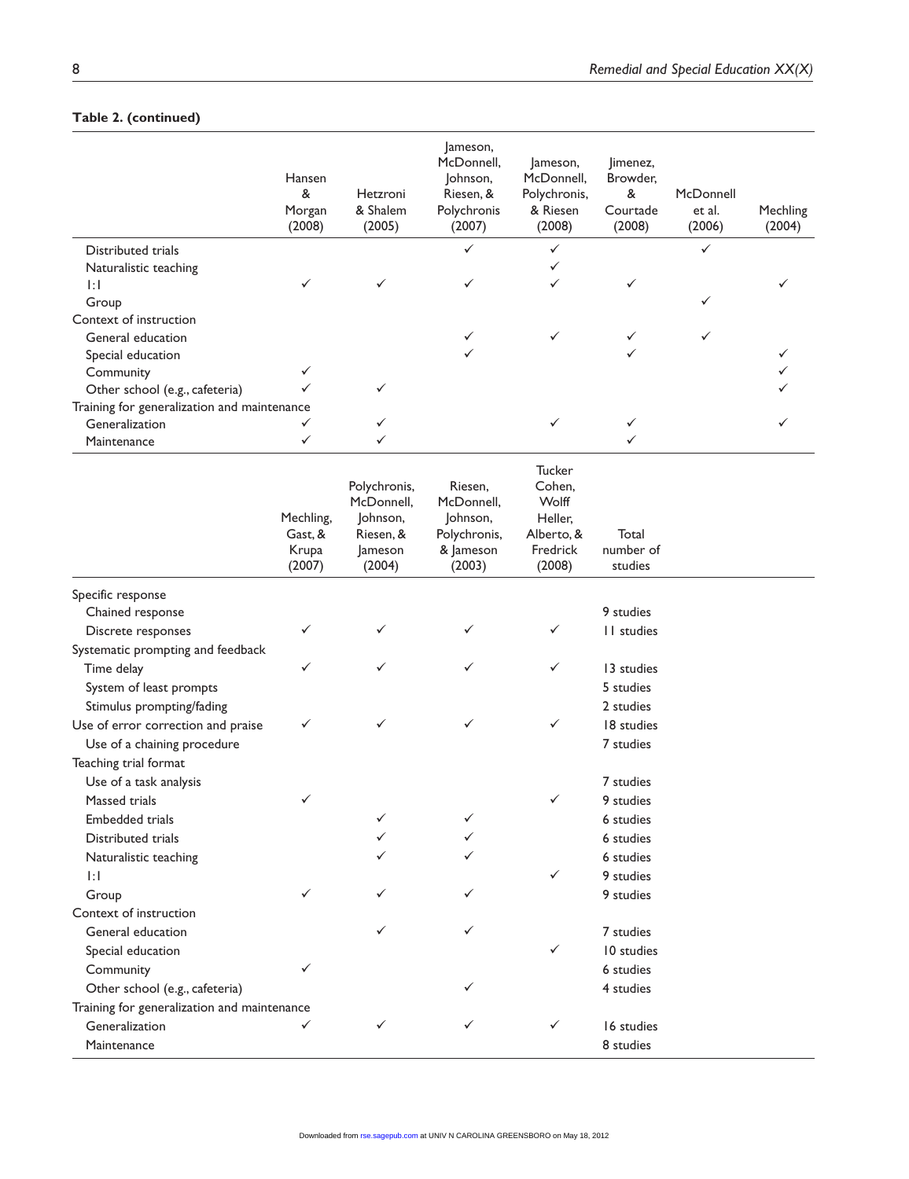**Table 2. (continued)**

| | Hansen & Morgan (2008) | Hetzroni & Shalem (2005) | Jameson, McDonnell, Johnson, Riesen, & Polychronis (2007) | Jameson, McDonnell, Polychronis, & Riesen (2008) | Jimenez, Browder, & Courtade (2008) | McDonnell et al. (2006) | Mechling (2004) |
|---|---|---|---|---|---|---|---|
| Distributed trials | | | ✓ | ✓ | | ✓ | |
| Naturalistic teaching | | | | ✓ | | | |
| 1:1 | ✓ | ✓ | ✓ | ✓ | ✓ | | ✓ |
| Group | | | | | | ✓ | |
| Context of instruction | | | | | | | |
| General education | | | ✓ | ✓ | ✓ | ✓ | |
| Special education | | | ✓ | | ✓ | | ✓ |
| Community | ✓ | | | | | | ✓ |
| Other school (e.g., cafeteria) | ✓ | ✓ | | | | | ✓ |
| Training for generalization and maintenance | | | | | | | |
| Generalization | ✓ | ✓ | | ✓ | ✓ | | ✓ |
| Maintenance | ✓ | ✓ | | | ✓ | | |

| | Mechling, Gast, & Krupa (2007) | Polychronis, McDonnell, Johnson, Riesen, & Jameson (2004) | Riesen, McDonnell, Johnson, Polychronis, & Jameson (2003) | Tucker Cohen, Wolff Heller, Alberto, & Fredrick (2008) | Total number of studies |
|---|---|---|---|---|---|
| Specific response | | | | | |
| Chained response | | | | | 9 studies |
| Discrete responses | ✓ | ✓ | ✓ | ✓ | 11 studies |
| Systematic prompting and feedback | | | | | |
| Time delay | ✓ | ✓ | ✓ | ✓ | 13 studies |
| System of least prompts | | | | | 5 studies |
| Stimulus prompting/fading | | | | | 2 studies |
| Use of error correction and praise | ✓ | ✓ | ✓ | ✓ | 18 studies |
| Use of a chaining procedure | | | | | 7 studies |
| Teaching trial format | | | | | |
| Use of a task analysis | | | | | 7 studies |
| Massed trials | ✓ | | | ✓ | 9 studies |
| Embedded trials | | ✓ | ✓ | | 6 studies |
| Distributed trials | | ✓ | ✓ | | 6 studies |
| Naturalistic teaching | | ✓ | ✓ | | 6 studies |
| 1:1 | | | | ✓ | 9 studies |
| Group | ✓ | ✓ | ✓ | | 9 studies |
| Context of instruction | | | | | |
| General education | | ✓ | ✓ | | 7 studies |
| Special education | | | | ✓ | 10 studies |
| Community | ✓ | | | | 6 studies |
| Other school (e.g., cafeteria) | | | ✓ | | 4 studies |
| Training for generalization and maintenance | | | | | |
| Generalization | ✓ | ✓ | ✓ | ✓ | 16 studies |
| Maintenance | | | | | 8 studies |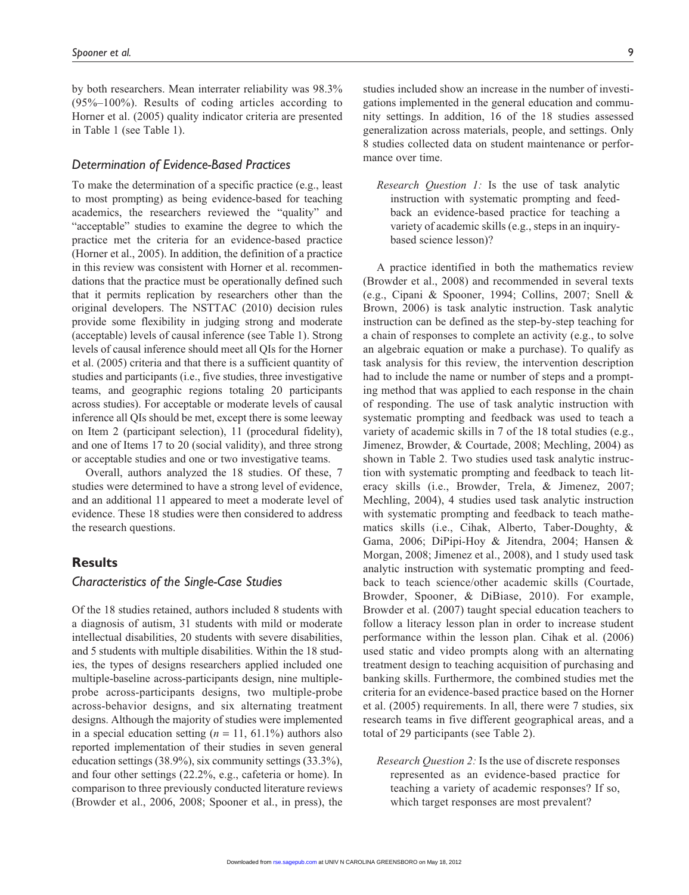by both researchers. Mean interrater reliability was 98.3% (95%–100%). Results of coding articles according to Horner et al. (2005) quality indicator criteria are presented in Table 1 (see Table 1).

### *Determination of Evidence-Based Practices*

To make the determination of a specific practice (e.g., least to most prompting) as being evidence-based for teaching academics, the researchers reviewed the "quality" and "acceptable" studies to examine the degree to which the practice met the criteria for an evidence-based practice (Horner et al., 2005). In addition, the definition of a practice in this review was consistent with Horner et al. recommendations that the practice must be operationally defined such that it permits replication by researchers other than the original developers. The NSTTAC (2010) decision rules provide some flexibility in judging strong and moderate (acceptable) levels of causal inference (see Table 1). Strong levels of causal inference should meet all QIs for the Horner et al. (2005) criteria and that there is a sufficient quantity of studies and participants (i.e., five studies, three investigative teams, and geographic regions totaling 20 participants across studies). For acceptable or moderate levels of causal inference all QIs should be met, except there is some leeway on Item 2 (participant selection), 11 (procedural fidelity), and one of Items 17 to 20 (social validity), and three strong or acceptable studies and one or two investigative teams.

Overall, authors analyzed the 18 studies. Of these, 7 studies were determined to have a strong level of evidence, and an additional 11 appeared to meet a moderate level of evidence. These 18 studies were then considered to address the research questions.

## Results

### *Characteristics of the Single-Case Studies*

Of the 18 studies retained, authors included 8 students with a diagnosis of autism, 31 students with mild or moderate intellectual disabilities, 20 students with severe disabilities, and 5 students with multiple disabilities. Within the 18 studies, the types of designs researchers applied included one multiple-baseline across-participants design, nine multiple-probe across-participants designs, two multiple-probe across-behavior designs, and six alternating treatment designs. Although the majority of studies were implemented in a special education setting ($n$ = 11, 61.1%) authors also reported implementation of their studies in seven general education settings (38.9%), six community settings (33.3%), and four other settings (22.2%, e.g., cafeteria or home). In comparison to three previously conducted literature reviews (Browder et al., 2006, 2008; Spooner et al., in press), the studies included show an increase in the number of investigations implemented in the general education and community settings. In addition, 16 of the 18 studies assessed generalization across materials, people, and settings. Only 8 studies collected data on student maintenance or performance over time.

> *Research Question 1:* Is the use of task analytic instruction with systematic prompting and feedback an evidence-based practice for teaching a variety of academic skills (e.g., steps in an inquiry-based science lesson)?

A practice identified in both the mathematics review (Browder et al., 2008) and recommended in several texts (e.g., Cipani & Spooner, 1994; Collins, 2007; Snell & Brown, 2006) is task analytic instruction. Task analytic instruction can be defined as the step-by-step teaching for a chain of responses to complete an activity (e.g., to solve an algebraic equation or make a purchase). To qualify as task analysis for this review, the intervention description had to include the name or number of steps and a prompting method that was applied to each response in the chain of responding. The use of task analytic instruction with systematic prompting and feedback was used to teach a variety of academic skills in 7 of the 18 total studies (e.g., Jimenez, Browder, & Courtade, 2008; Mechling, 2004) as shown in Table 2. Two studies used task analytic instruction with systematic prompting and feedback to teach literacy skills (i.e., Browder, Trela, & Jimenez, 2007; Mechling, 2004), 4 studies used task analytic instruction with systematic prompting and feedback to teach mathematics skills (i.e., Cihak, Alberto, Taber-Doughty, & Gama, 2006; DiPipi-Hoy & Jitendra, 2004; Hansen & Morgan, 2008; Jimenez et al., 2008), and 1 study used task analytic instruction with systematic prompting and feedback to teach science/other academic skills (Courtade, Browder, Spooner, & DiBiase, 2010). For example, Browder et al. (2007) taught special education teachers to follow a literacy lesson plan in order to increase student performance within the lesson plan. Cihak et al. (2006) used static and video prompts along with an alternating treatment design to teaching acquisition of purchasing and banking skills. Furthermore, the combined studies met the criteria for an evidence-based practice based on the Horner et al. (2005) requirements. In all, there were 7 studies, six research teams in five different geographical areas, and a total of 29 participants (see Table 2).

> *Research Question 2:* Is the use of discrete responses represented as an evidence-based practice for teaching a variety of academic responses? If so, which target responses are most prevalent?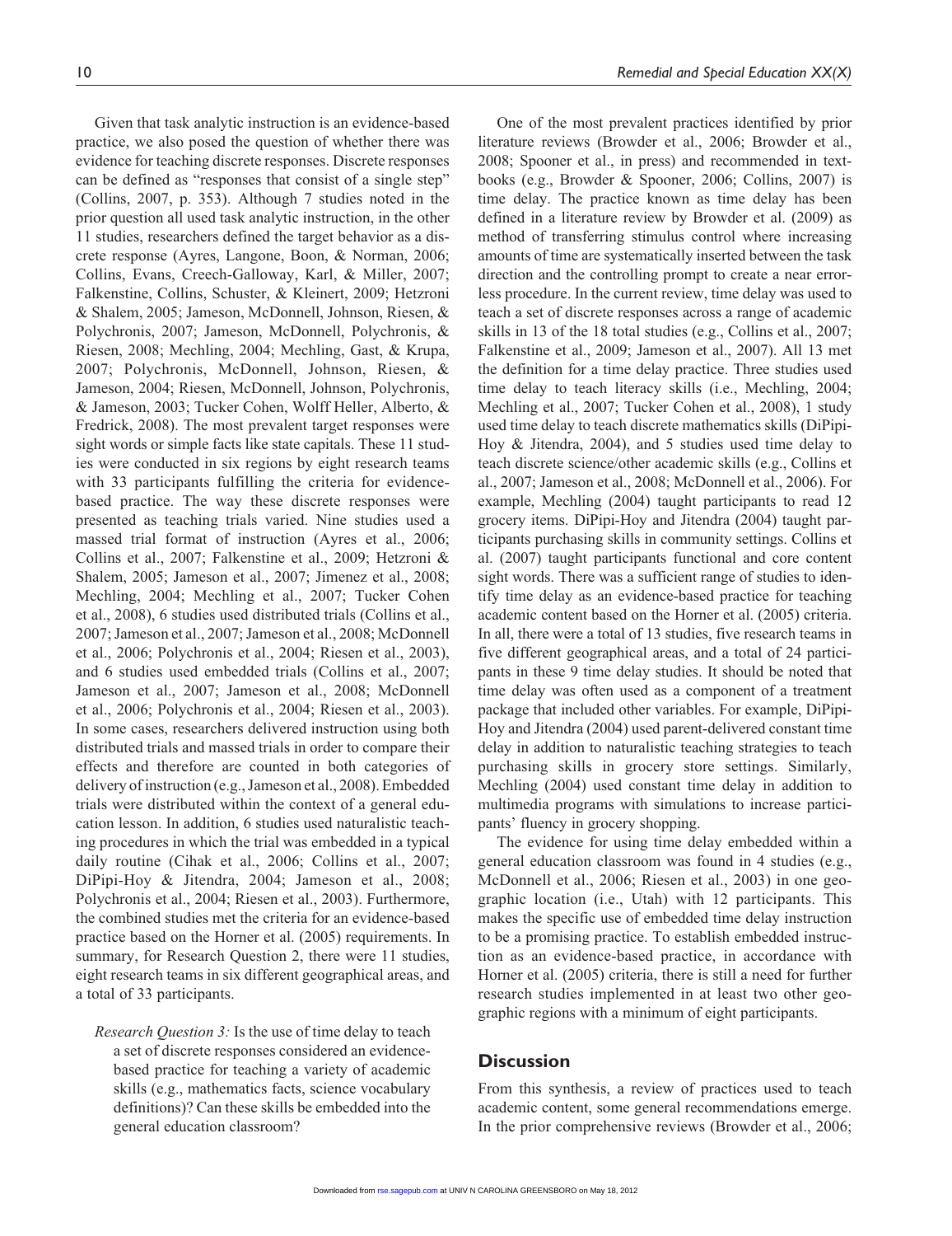Given that task analytic instruction is an evidence-based practice, we also posed the question of whether there was evidence for teaching discrete responses. Discrete responses can be defined as "responses that consist of a single step" (Collins, 2007, p. 353). Although 7 studies noted in the prior question all used task analytic instruction, in the other 11 studies, researchers defined the target behavior as a discrete response (Ayres, Langone, Boon, & Norman, 2006; Collins, Evans, Creech-Galloway, Karl, & Miller, 2007; Falkenstine, Collins, Schuster, & Kleinert, 2009; Hetzroni & Shalem, 2005; Jameson, McDonnell, Johnson, Riesen, & Polychronis, 2007; Jameson, McDonnell, Polychronis, & Riesen, 2008; Mechling, 2004; Mechling, Gast, & Krupa, 2007; Polychronis, McDonnell, Johnson, Riesen, & Jameson, 2004; Riesen, McDonnell, Johnson, Polychronis, & Jameson, 2003; Tucker Cohen, Wolff Heller, Alberto, & Fredrick, 2008). The most prevalent target responses were sight words or simple facts like state capitals. These 11 studies were conducted in six regions by eight research teams with 33 participants fulfilling the criteria for evidence-based practice. The way these discrete responses were presented as teaching trials varied. Nine studies used a massed trial format of instruction (Ayres et al., 2006; Collins et al., 2007; Falkenstine et al., 2009; Hetzroni & Shalem, 2005; Jameson et al., 2007; Jimenez et al., 2008; Mechling, 2004; Mechling et al., 2007; Tucker Cohen et al., 2008), 6 studies used distributed trials (Collins et al., 2007; Jameson et al., 2007; Jameson et al., 2008; McDonnell et al., 2006; Polychronis et al., 2004; Riesen et al., 2003), and 6 studies used embedded trials (Collins et al., 2007; Jameson et al., 2007; Jameson et al., 2008; McDonnell et al., 2006; Polychronis et al., 2004; Riesen et al., 2003). In some cases, researchers delivered instruction using both distributed trials and massed trials in order to compare their effects and therefore are counted in both categories of delivery of instruction (e.g., Jameson et al., 2008). Embedded trials were distributed within the context of a general education lesson. In addition, 6 studies used naturalistic teaching procedures in which the trial was embedded in a typical daily routine (Cihak et al., 2006; Collins et al., 2007; DiPipi-Hoy & Jitendra, 2004; Jameson et al., 2008; Polychronis et al., 2004; Riesen et al., 2003). Furthermore, the combined studies met the criteria for an evidence-based practice based on the Horner et al. (2005) requirements. In summary, for Research Question 2, there were 11 studies, eight research teams in six different geographical areas, and a total of 33 participants.

> *Research Question 3:* Is the use of time delay to teach a set of discrete responses considered an evidence-based practice for teaching a variety of academic skills (e.g., mathematics facts, science vocabulary definitions)? Can these skills be embedded into the general education classroom?

One of the most prevalent practices identified by prior literature reviews (Browder et al., 2006; Browder et al., 2008; Spooner et al., in press) and recommended in textbooks (e.g., Browder & Spooner, 2006; Collins, 2007) is time delay. The practice known as time delay has been defined in a literature review by Browder et al. (2009) as method of transferring stimulus control where increasing amounts of time are systematically inserted between the task direction and the controlling prompt to create a near errorless procedure. In the current review, time delay was used to teach a set of discrete responses across a range of academic skills in 13 of the 18 total studies (e.g., Collins et al., 2007; Falkenstine et al., 2009; Jameson et al., 2007). All 13 met the definition for a time delay practice. Three studies used time delay to teach literacy skills (i.e., Mechling, 2004; Mechling et al., 2007; Tucker Cohen et al., 2008), 1 study used time delay to teach discrete mathematics skills (DiPipi-Hoy & Jitendra, 2004), and 5 studies used time delay to teach discrete science/other academic skills (e.g., Collins et al., 2007; Jameson et al., 2008; McDonnell et al., 2006). For example, Mechling (2004) taught participants to read 12 grocery items. DiPipi-Hoy and Jitendra (2004) taught participants purchasing skills in community settings. Collins et al. (2007) taught participants functional and core content sight words. There was a sufficient range of studies to identify time delay as an evidence-based practice for teaching academic content based on the Horner et al. (2005) criteria. In all, there were a total of 13 studies, five research teams in five different geographical areas, and a total of 24 participants in these 9 time delay studies. It should be noted that time delay was often used as a component of a treatment package that included other variables. For example, DiPipi-Hoy and Jitendra (2004) used parent-delivered constant time delay in addition to naturalistic teaching strategies to teach purchasing skills in grocery store settings. Similarly, Mechling (2004) used constant time delay in addition to multimedia programs with simulations to increase participants' fluency in grocery shopping.

The evidence for using time delay embedded within a general education classroom was found in 4 studies (e.g., McDonnell et al., 2006; Riesen et al., 2003) in one geographic location (i.e., Utah) with 12 participants. This makes the specific use of embedded time delay instruction to be a promising practice. To establish embedded instruction as an evidence-based practice, in accordance with Horner et al. (2005) criteria, there is still a need for further research studies implemented in at least two other geographic regions with a minimum of eight participants.

## Discussion

From this synthesis, a review of practices used to teach academic content, some general recommendations emerge. In the prior comprehensive reviews (Browder et al., 2006;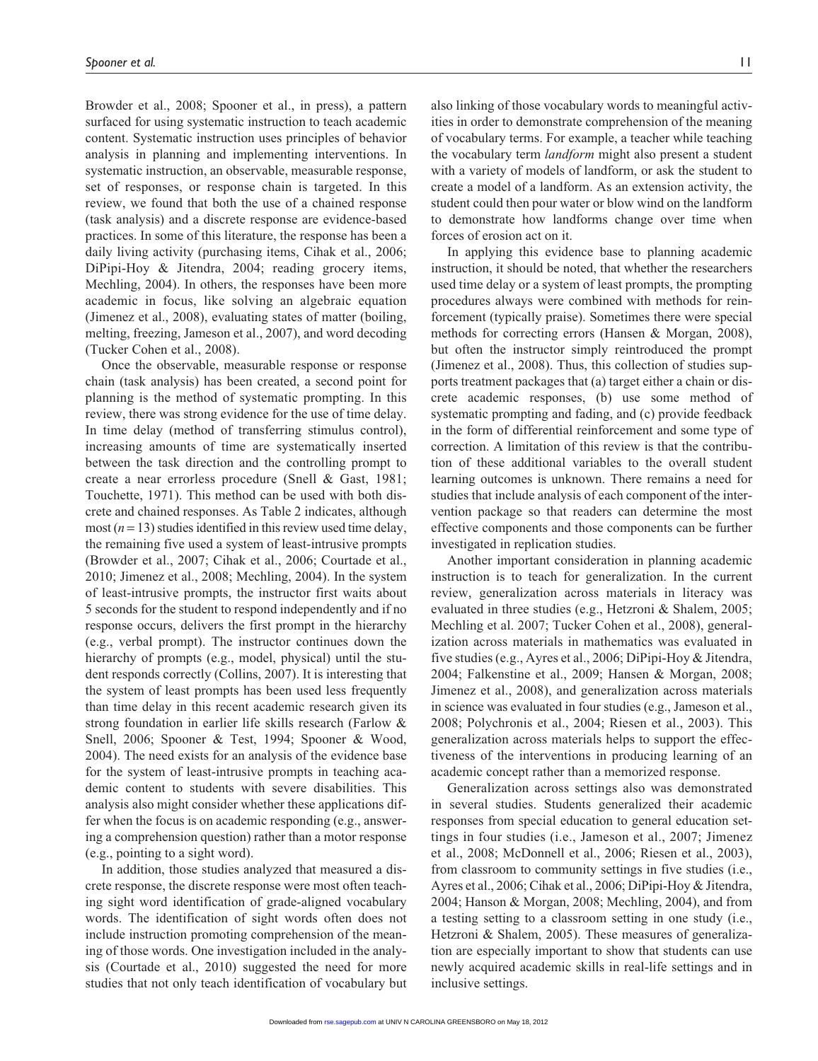Browder et al., 2008; Spooner et al., in press), a pattern surfaced for using systematic instruction to teach academic content. Systematic instruction uses principles of behavior analysis in planning and implementing interventions. In systematic instruction, an observable, measurable response, set of responses, or response chain is targeted. In this review, we found that both the use of a chained response (task analysis) and a discrete response are evidence-based practices. In some of this literature, the response has been a daily living activity (purchasing items, Cihak et al., 2006; DiPipi-Hoy & Jitendra, 2004; reading grocery items, Mechling, 2004). In others, the responses have been more academic in focus, like solving an algebraic equation (Jimenez et al., 2008), evaluating states of matter (boiling, melting, freezing, Jameson et al., 2007), and word decoding (Tucker Cohen et al., 2008).

Once the observable, measurable response or response chain (task analysis) has been created, a second point for planning is the method of systematic prompting. In this review, there was strong evidence for the use of time delay. In time delay (method of transferring stimulus control), increasing amounts of time are systematically inserted between the task direction and the controlling prompt to create a near errorless procedure (Snell & Gast, 1981; Touchette, 1971). This method can be used with both discrete and chained responses. As Table 2 indicates, although most ($n = 13$) studies identified in this review used time delay, the remaining five used a system of least-intrusive prompts (Browder et al., 2007; Cihak et al., 2006; Courtade et al., 2010; Jimenez et al., 2008; Mechling, 2004). In the system of least-intrusive prompts, the instructor first waits about 5 seconds for the student to respond independently and if no response occurs, delivers the first prompt in the hierarchy (e.g., verbal prompt). The instructor continues down the hierarchy of prompts (e.g., model, physical) until the student responds correctly (Collins, 2007). It is interesting that the system of least prompts has been used less frequently than time delay in this recent academic research given its strong foundation in earlier life skills research (Farlow & Snell, 2006; Spooner & Test, 1994; Spooner & Wood, 2004). The need exists for an analysis of the evidence base for the system of least-intrusive prompts in teaching academic content to students with severe disabilities. This analysis also might consider whether these applications differ when the focus is on academic responding (e.g., answering a comprehension question) rather than a motor response (e.g., pointing to a sight word).

In addition, those studies analyzed that measured a discrete response, the discrete response were most often teaching sight word identification of grade-aligned vocabulary words. The identification of sight words often does not include instruction promoting comprehension of the meaning of those words. One investigation included in the analysis (Courtade et al., 2010) suggested the need for more studies that not only teach identification of vocabulary but also linking of those vocabulary words to meaningful activities in order to demonstrate comprehension of the meaning of vocabulary terms. For example, a teacher while teaching the vocabulary term *landform* might also present a student with a variety of models of landform, or ask the student to create a model of a landform. As an extension activity, the student could then pour water or blow wind on the landform to demonstrate how landforms change over time when forces of erosion act on it.

In applying this evidence base to planning academic instruction, it should be noted, that whether the researchers used time delay or a system of least prompts, the prompting procedures always were combined with methods for reinforcement (typically praise). Sometimes there were special methods for correcting errors (Hansen & Morgan, 2008), but often the instructor simply reintroduced the prompt (Jimenez et al., 2008). Thus, this collection of studies supports treatment packages that (a) target either a chain or discrete academic responses, (b) use some method of systematic prompting and fading, and (c) provide feedback in the form of differential reinforcement and some type of correction. A limitation of this review is that the contribution of these additional variables to the overall student learning outcomes is unknown. There remains a need for studies that include analysis of each component of the intervention package so that readers can determine the most effective components and those components can be further investigated in replication studies.

Another important consideration in planning academic instruction is to teach for generalization. In the current review, generalization across materials in literacy was evaluated in three studies (e.g., Hetzroni & Shalem, 2005; Mechling et al. 2007; Tucker Cohen et al., 2008), generalization across materials in mathematics was evaluated in five studies (e.g., Ayres et al., 2006; DiPipi-Hoy & Jitendra, 2004; Falkenstine et al., 2009; Hansen & Morgan, 2008; Jimenez et al., 2008), and generalization across materials in science was evaluated in four studies (e.g., Jameson et al., 2008; Polychronis et al., 2004; Riesen et al., 2003). This generalization across materials helps to support the effectiveness of the interventions in producing learning of an academic concept rather than a memorized response.

Generalization across settings also was demonstrated in several studies. Students generalized their academic responses from special education to general education settings in four studies (i.e., Jameson et al., 2007; Jimenez et al., 2008; McDonnell et al., 2006; Riesen et al., 2003), from classroom to community settings in five studies (i.e., Ayres et al., 2006; Cihak et al., 2006; DiPipi-Hoy & Jitendra, 2004; Hanson & Morgan, 2008; Mechling, 2004), and from a testing setting to a classroom setting in one study (i.e., Hetzroni & Shalem, 2005). These measures of generalization are especially important to show that students can use newly acquired academic skills in real-life settings and in inclusive settings.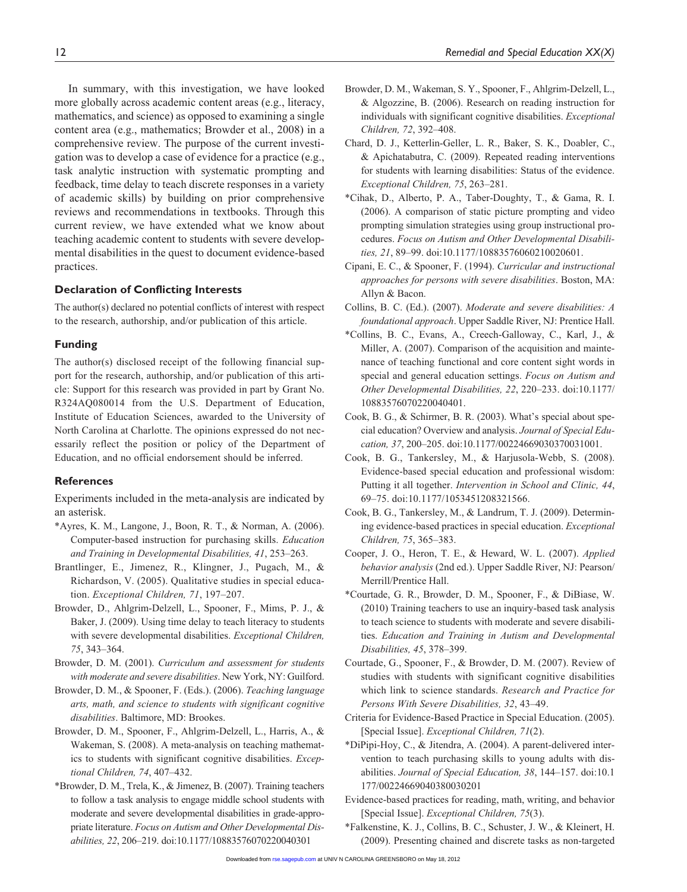In summary, with this investigation, we have looked more globally across academic content areas (e.g., literacy, mathematics, and science) as opposed to examining a single content area (e.g., mathematics; Browder et al., 2008) in a comprehensive review. The purpose of the current investigation was to develop a case of evidence for a practice (e.g., task analytic instruction with systematic prompting and feedback, time delay to teach discrete responses in a variety of academic skills) by building on prior comprehensive reviews and recommendations in textbooks. Through this current review, we have extended what we know about teaching academic content to students with severe developmental disabilities in the quest to document evidence-based practices.

### Declaration of Conflicting Interests

The author(s) declared no potential conflicts of interest with respect to the research, authorship, and/or publication of this article.

### Funding

The author(s) disclosed receipt of the following financial support for the research, authorship, and/or publication of this article: Support for this research was provided in part by Grant No. R324AQ080014 from the U.S. Department of Education, Institute of Education Sciences, awarded to the University of North Carolina at Charlotte. The opinions expressed do not necessarily reflect the position or policy of the Department of Education, and no official endorsement should be inferred.

### References

Experiments included in the meta-analysis are indicated by an asterisk.

*Ayres, K. M., Langone, J., Boon, R. T., & Norman, A. (2006). Computer-based instruction for purchasing skills. *Education and Training in Developmental Disabilities, 41*, 253–263.

Brantlinger, E., Jimenez, R., Klingner, J., Pugach, M., & Richardson, V. (2005). Qualitative studies in special education. *Exceptional Children, 71*, 197–207.

Browder, D., Ahlgrim-Delzell, L., Spooner, F., Mims, P. J., & Baker, J. (2009). Using time delay to teach literacy to students with severe developmental disabilities. *Exceptional Children, 75*, 343–364.

Browder, D. M. (2001). *Curriculum and assessment for students with moderate and severe disabilities*. New York, NY: Guilford.

Browder, D. M., & Spooner, F. (Eds.). (2006). *Teaching language arts, math, and science to students with significant cognitive disabilities*. Baltimore, MD: Brookes.

Browder, D. M., Spooner, F., Ahlgrim-Delzell, L., Harris, A., & Wakeman, S. (2008). A meta-analysis on teaching mathematics to students with significant cognitive disabilities. *Exceptional Children, 74*, 407–432.

*Browder, D. M., Trela, K., & Jimenez, B. (2007). Training teachers to follow a task analysis to engage middle school students with moderate and severe developmental disabilities in grade-appropriate literature. *Focus on Autism and Other Developmental Disabilities, 22*, 206–219. doi:10.1177/10883576070220040301

Browder, D. M., Wakeman, S. Y., Spooner, F., Ahlgrim-Delzell, L., & Algozzine, B. (2006). Research on reading instruction for individuals with significant cognitive disabilities. *Exceptional Children, 72*, 392–408.

Chard, D. J., Ketterlin-Geller, L. R., Baker, S. K., Doabler, C., & Apichatabutra, C. (2009). Repeated reading interventions for students with learning disabilities: Status of the evidence. *Exceptional Children, 75*, 263–281.

*Cihak, D., Alberto, P. A., Taber-Doughty, T., & Gama, R. I. (2006). A comparison of static picture prompting and video prompting simulation strategies using group instructional procedures. *Focus on Autism and Other Developmental Disabilities, 21*, 89–99. doi:10.1177/10883576060210020601.

Cipani, E. C., & Spooner, F. (1994). *Curricular and instructional approaches for persons with severe disabilities*. Boston, MA: Allyn & Bacon.

Collins, B. C. (Ed.). (2007). *Moderate and severe disabilities: A foundational approach*. Upper Saddle River, NJ: Prentice Hall.

*Collins, B. C., Evans, A., Creech-Galloway, C., Karl, J., & Miller, A. (2007). Comparison of the acquisition and maintenance of teaching functional and core content sight words in special and general education settings. *Focus on Autism and Other Developmental Disabilities, 22*, 220–233. doi:10.1177/10883576070220040401.

Cook, B. G., & Schirmer, B. R. (2003). What's special about special education? Overview and analysis. *Journal of Special Education, 37*, 200–205. doi:10.1177/00224669030370031001.

Cook, B. G., Tankersley, M., & Harjusola-Webb, S. (2008). Evidence-based special education and professional wisdom: Putting it all together. *Intervention in School and Clinic, 44*, 69–75. doi:10.1177/1053451208321566.

Cook, B. G., Tankersley, M., & Landrum, T. J. (2009). Determining evidence-based practices in special education. *Exceptional Children, 75*, 365–383.

Cooper, J. O., Heron, T. E., & Heward, W. L. (2007). *Applied behavior analysis* (2nd ed.). Upper Saddle River, NJ: Pearson/Merrill/Prentice Hall.

*Courtade, G. R., Browder, D. M., Spooner, F., & DiBiase, W. (2010) Training teachers to use an inquiry-based task analysis to teach science to students with moderate and severe disabilities. *Education and Training in Autism and Developmental Disabilities, 45*, 378–399.

Courtade, G., Spooner, F., & Browder, D. M. (2007). Review of studies with students with significant cognitive disabilities which link to science standards. *Research and Practice for Persons With Severe Disabilities, 32*, 43–49.

Criteria for Evidence-Based Practice in Special Education. (2005). [Special Issue]. *Exceptional Children, 71*(2).

*DiPipi-Hoy, C., & Jitendra, A. (2004). A parent-delivered intervention to teach purchasing skills to young adults with disabilities. *Journal of Special Education, 38*, 144–157. doi:10.1177/00224669040380030201

Evidence-based practices for reading, math, writing, and behavior [Special Issue]. *Exceptional Children, 75*(3).

*Falkenstine, K. J., Collins, B. C., Schuster, J. W., & Kleinert, H. (2009). Presenting chained and discrete tasks as non-targeted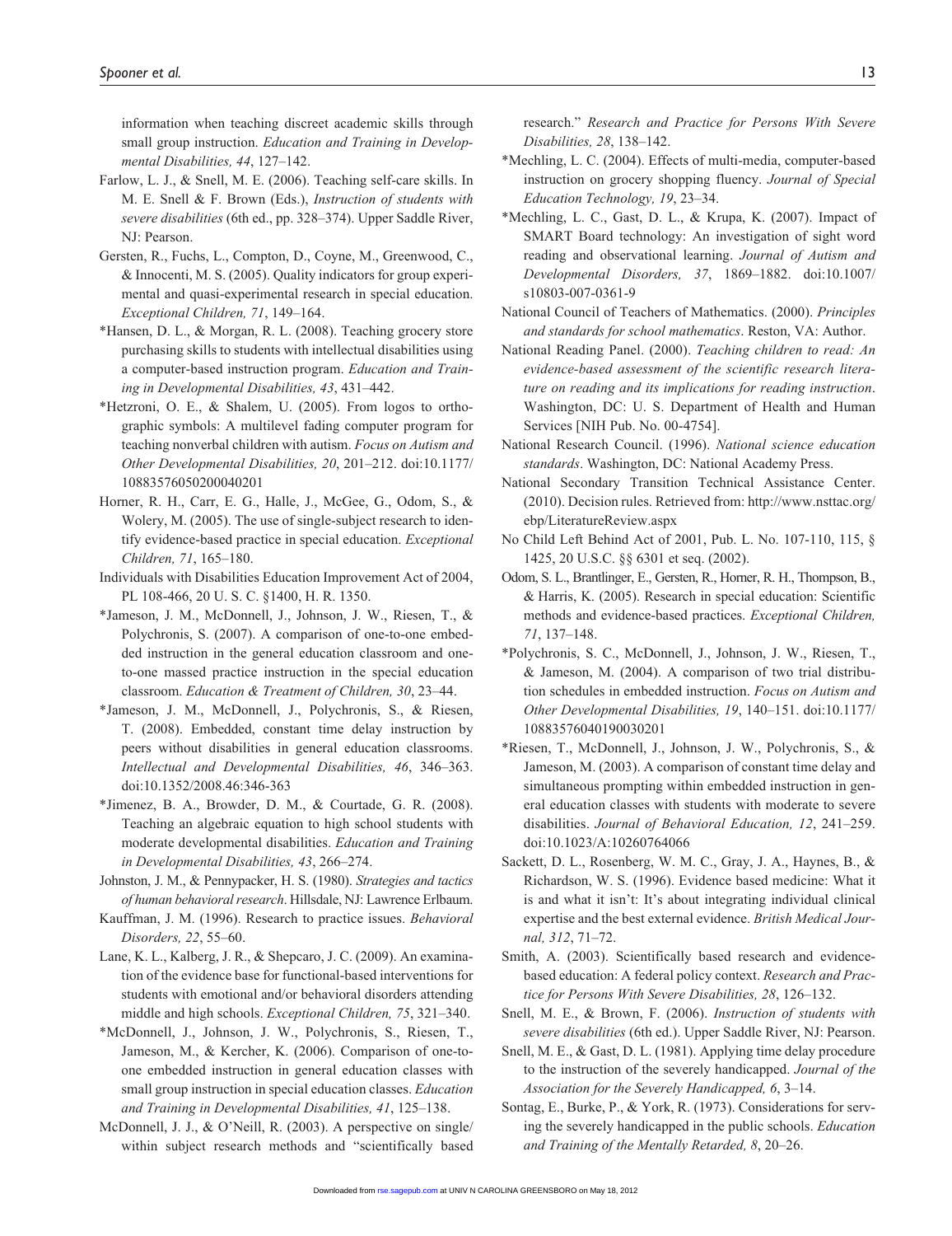information when teaching discreet academic skills through small group instruction. *Education and Training in Developmental Disabilities, 44*, 127–142.

Farlow, L. J., & Snell, M. E. (2006). Teaching self-care skills. In M. E. Snell & F. Brown (Eds.), *Instruction of students with severe disabilities* (6th ed., pp. 328–374). Upper Saddle River, NJ: Pearson.

Gersten, R., Fuchs, L., Compton, D., Coyne, M., Greenwood, C., & Innocenti, M. S. (2005). Quality indicators for group experimental and quasi-experimental research in special education. *Exceptional Children, 71*, 149–164.

*Hansen, D. L., & Morgan, R. L. (2008). Teaching grocery store purchasing skills to students with intellectual disabilities using a computer-based instruction program. *Education and Training in Developmental Disabilities, 43*, 431–442.

*Hetzroni, O. E., & Shalem, U. (2005). From logos to orthographic symbols: A multilevel fading computer program for teaching nonverbal children with autism. *Focus on Autism and Other Developmental Disabilities, 20*, 201–212. doi:10.1177/10883576050200040201

Horner, R. H., Carr, E. G., Halle, J., McGee, G., Odom, S., & Wolery, M. (2005). The use of single-subject research to identify evidence-based practice in special education. *Exceptional Children, 71*, 165–180.

Individuals with Disabilities Education Improvement Act of 2004, PL 108-466, 20 U. S. C. §1400, H. R. 1350.

*Jameson, J. M., McDonnell, J., Johnson, J. W., Riesen, T., & Polychronis, S. (2007). A comparison of one-to-one embedded instruction in the general education classroom and one-to-one massed practice instruction in the special education classroom. *Education & Treatment of Children, 30*, 23–44.

*Jameson, J. M., McDonnell, J., Polychronis, S., & Riesen, T. (2008). Embedded, constant time delay instruction by peers without disabilities in general education classrooms. *Intellectual and Developmental Disabilities, 46*, 346–363. doi:10.1352/2008.46:346-363

*Jimenez, B. A., Browder, D. M., & Courtade, G. R. (2008). Teaching an algebraic equation to high school students with moderate developmental disabilities. *Education and Training in Developmental Disabilities, 43*, 266–274.

Johnston, J. M., & Pennypacker, H. S. (1980). *Strategies and tactics of human behavioral research*. Hillsdale, NJ: Lawrence Erlbaum.

Kauffman, J. M. (1996). Research to practice issues. *Behavioral Disorders, 22*, 55–60.

Lane, K. L., Kalberg, J. R., & Shepcaro, J. C. (2009). An examination of the evidence base for functional-based interventions for students with emotional and/or behavioral disorders attending middle and high schools. *Exceptional Children, 75*, 321–340.

*McDonnell, J., Johnson, J. W., Polychronis, S., Riesen, T., Jameson, M., & Kercher, K. (2006). Comparison of one-to-one embedded instruction in general education classes with small group instruction in special education classes. *Education and Training in Developmental Disabilities, 41*, 125–138.

McDonnell, J. J., & O'Neill, R. (2003). A perspective on single/within subject research methods and "scientifically based research." *Research and Practice for Persons With Severe Disabilities, 28*, 138–142.

*Mechling, L. C. (2004). Effects of multi-media, computer-based instruction on grocery shopping fluency. *Journal of Special Education Technology, 19*, 23–34.

*Mechling, L. C., Gast, D. L., & Krupa, K. (2007). Impact of SMART Board technology: An investigation of sight word reading and observational learning. *Journal of Autism and Developmental Disorders, 37*, 1869–1882. doi:10.1007/s10803-007-0361-9

National Council of Teachers of Mathematics. (2000). *Principles and standards for school mathematics*. Reston, VA: Author.

National Reading Panel. (2000). *Teaching children to read: An evidence-based assessment of the scientific research literature on reading and its implications for reading instruction*. Washington, DC: U. S. Department of Health and Human Services [NIH Pub. No. 00-4754].

National Research Council. (1996). *National science education standards*. Washington, DC: National Academy Press.

National Secondary Transition Technical Assistance Center. (2010). Decision rules. Retrieved from: http://www.nsttac.org/ebp/LiteratureReview.aspx

No Child Left Behind Act of 2001, Pub. L. No. 107-110, 115, § 1425, 20 U.S.C. §§ 6301 et seq. (2002).

Odom, S. L., Brantlinger, E., Gersten, R., Horner, R. H., Thompson, B., & Harris, K. (2005). Research in special education: Scientific methods and evidence-based practices. *Exceptional Children, 71*, 137–148.

*Polychronis, S. C., McDonnell, J., Johnson, J. W., Riesen, T., & Jameson, M. (2004). A comparison of two trial distribution schedules in embedded instruction. *Focus on Autism and Other Developmental Disabilities, 19*, 140–151. doi:10.1177/10883576040190030201

*Riesen, T., McDonnell, J., Johnson, J. W., Polychronis, S., & Jameson, M. (2003). A comparison of constant time delay and simultaneous prompting within embedded instruction in general education classes with students with moderate to severe disabilities. *Journal of Behavioral Education, 12*, 241–259. doi:10.1023/A:10260764066

Sackett, D. L., Rosenberg, W. M. C., Gray, J. A., Haynes, B., & Richardson, W. S. (1996). Evidence based medicine: What it is and what it isn't: It's about integrating individual clinical expertise and the best external evidence. *British Medical Journal, 312*, 71–72.

Smith, A. (2003). Scientifically based research and evidence-based education: A federal policy context. *Research and Practice for Persons With Severe Disabilities, 28*, 126–132.

Snell, M. E., & Brown, F. (2006). *Instruction of students with severe disabilities* (6th ed.). Upper Saddle River, NJ: Pearson.

Snell, M. E., & Gast, D. L. (1981). Applying time delay procedure to the instruction of the severely handicapped. *Journal of the Association for the Severely Handicapped, 6*, 3–14.

Sontag, E., Burke, P., & York, R. (1973). Considerations for serving the severely handicapped in the public schools. *Education and Training of the Mentally Retarded, 8*, 20–26.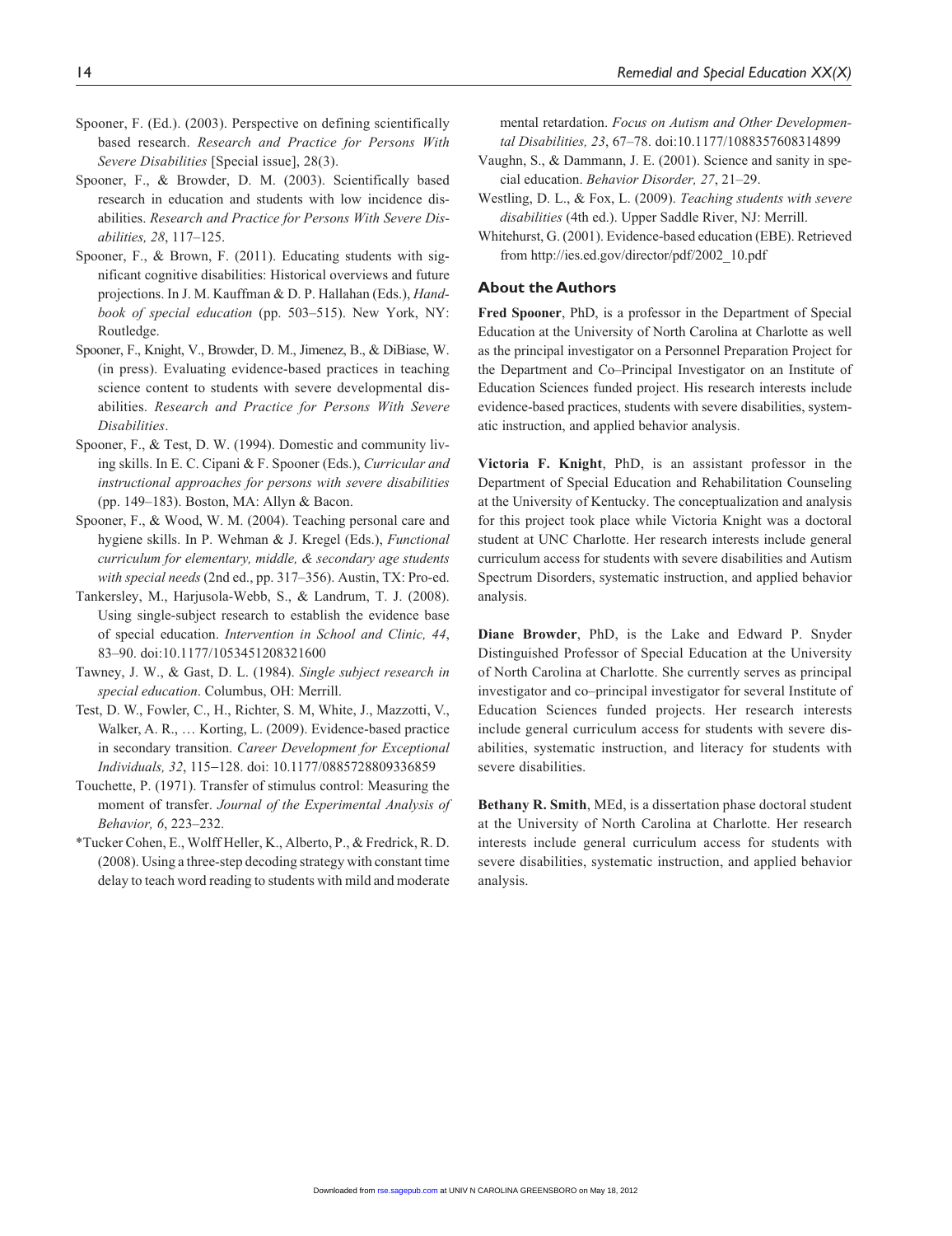Spooner, F. (Ed.). (2003). Perspective on defining scientifically based research. *Research and Practice for Persons With Severe Disabilities* [Special issue], 28(3).

Spooner, F., & Browder, D. M. (2003). Scientifically based research in education and students with low incidence disabilities. *Research and Practice for Persons With Severe Disabilities, 28*, 117–125.

Spooner, F., & Brown, F. (2011). Educating students with significant cognitive disabilities: Historical overviews and future projections. In J. M. Kauffman & D. P. Hallahan (Eds.), *Handbook of special education* (pp. 503–515). New York, NY: Routledge.

Spooner, F., Knight, V., Browder, D. M., Jimenez, B., & DiBiase, W. (in press). Evaluating evidence-based practices in teaching science content to students with severe developmental disabilities. *Research and Practice for Persons With Severe Disabilities*.

Spooner, F., & Test, D. W. (1994). Domestic and community living skills. In E. C. Cipani & F. Spooner (Eds.), *Curricular and instructional approaches for persons with severe disabilities* (pp. 149–183). Boston, MA: Allyn & Bacon.

Spooner, F., & Wood, W. M. (2004). Teaching personal care and hygiene skills. In P. Wehman & J. Kregel (Eds.), *Functional curriculum for elementary, middle, & secondary age students with special needs* (2nd ed., pp. 317–356). Austin, TX: Pro-ed.

Tankersley, M., Harjusola-Webb, S., & Landrum, T. J. (2008). Using single-subject research to establish the evidence base of special education. *Intervention in School and Clinic, 44*, 83–90. doi:10.1177/1053451208321600

Tawney, J. W., & Gast, D. L. (1984). *Single subject research in special education*. Columbus, OH: Merrill.

Test, D. W., Fowler, C., H., Richter, S. M, White, J., Mazzotti, V., Walker, A. R., … Korting, L. (2009). Evidence-based practice in secondary transition. *Career Development for Exceptional Individuals, 32*, 115–128. doi: 10.1177/0885728809336859

Touchette, P. (1971). Transfer of stimulus control: Measuring the moment of transfer. *Journal of the Experimental Analysis of Behavior, 6*, 223–232.

*Tucker Cohen, E., Wolff Heller, K., Alberto, P., & Fredrick, R. D. (2008). Using a three-step decoding strategy with constant time delay to teach word reading to students with mild and moderate mental retardation. *Focus on Autism and Other Developmental Disabilities, 23*, 67–78. doi:10.1177/1088357608314899

Vaughn, S., & Dammann, J. E. (2001). Science and sanity in special education. *Behavior Disorder, 27*, 21–29.

Westling, D. L., & Fox, L. (2009). *Teaching students with severe disabilities* (4th ed.). Upper Saddle River, NJ: Merrill.

Whitehurst, G. (2001). Evidence-based education (EBE). Retrieved from http://ies.ed.gov/director/pdf/2002_10.pdf

## About the Authors

**Fred Spooner**, PhD, is a professor in the Department of Special Education at the University of North Carolina at Charlotte as well as the principal investigator on a Personnel Preparation Project for the Department and Co–Principal Investigator on an Institute of Education Sciences funded project. His research interests include evidence-based practices, students with severe disabilities, systematic instruction, and applied behavior analysis.

**Victoria F. Knight**, PhD, is an assistant professor in the Department of Special Education and Rehabilitation Counseling at the University of Kentucky. The conceptualization and analysis for this project took place while Victoria Knight was a doctoral student at UNC Charlotte. Her research interests include general curriculum access for students with severe disabilities and Autism Spectrum Disorders, systematic instruction, and applied behavior analysis.

**Diane Browder**, PhD, is the Lake and Edward P. Snyder Distinguished Professor of Special Education at the University of North Carolina at Charlotte. She currently serves as principal investigator and co–principal investigator for several Institute of Education Sciences funded projects. Her research interests include general curriculum access for students with severe disabilities, systematic instruction, and literacy for students with severe disabilities.

**Bethany R. Smith**, MEd, is a dissertation phase doctoral student at the University of North Carolina at Charlotte. Her research interests include general curriculum access for students with severe disabilities, systematic instruction, and applied behavior analysis.